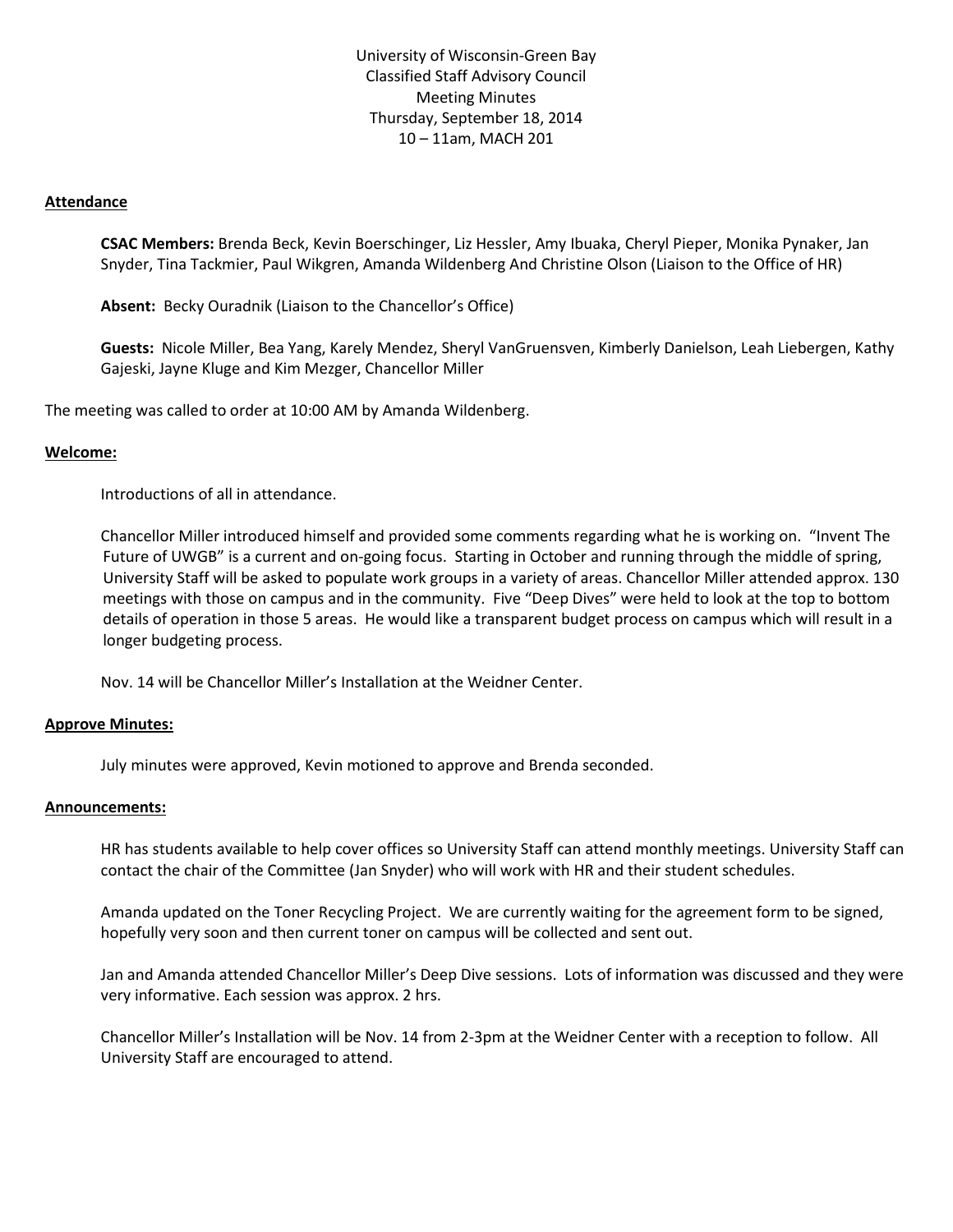University of Wisconsin-Green Bay
Classified Staff Advisory Council
Meeting Minutes
Thursday, September 18, 2014
10 – 11am, MACH 201

**Attendance**

**CSAC Members:** Brenda Beck, Kevin Boerschinger, Liz Hessler, Amy Ibuaka, Cheryl Pieper, Monika Pynaker, Jan Snyder, Tina Tackmier, Paul Wikgren, Amanda Wildenberg And Christine Olson (Liaison to the Office of HR)

**Absent:** Becky Ouradnik (Liaison to the Chancellor's Office)

**Guests:** Nicole Miller, Bea Yang, Karely Mendez, Sheryl VanGruensven, Kimberly Danielson, Leah Liebergen, Kathy Gajeski, Jayne Kluge and Kim Mezger, Chancellor Miller

The meeting was called to order at 10:00 AM by Amanda Wildenberg.

**Welcome:**

Introductions of all in attendance.

Chancellor Miller introduced himself and provided some comments regarding what he is working on. "Invent The Future of UWGB" is a current and on-going focus. Starting in October and running through the middle of spring, University Staff will be asked to populate work groups in a variety of areas. Chancellor Miller attended approx. 130 meetings with those on campus and in the community. Five "Deep Dives" were held to look at the top to bottom details of operation in those 5 areas. He would like a transparent budget process on campus which will result in a longer budgeting process.

Nov. 14 will be Chancellor Miller's Installation at the Weidner Center.

**Approve Minutes:**

July minutes were approved, Kevin motioned to approve and Brenda seconded.

**Announcements:**

HR has students available to help cover offices so University Staff can attend monthly meetings. University Staff can contact the chair of the Committee (Jan Snyder) who will work with HR and their student schedules.

Amanda updated on the Toner Recycling Project. We are currently waiting for the agreement form to be signed, hopefully very soon and then current toner on campus will be collected and sent out.

Jan and Amanda attended Chancellor Miller's Deep Dive sessions. Lots of information was discussed and they were very informative. Each session was approx. 2 hrs.

Chancellor Miller's Installation will be Nov. 14 from 2-3pm at the Weidner Center with a reception to follow. All University Staff are encouraged to attend.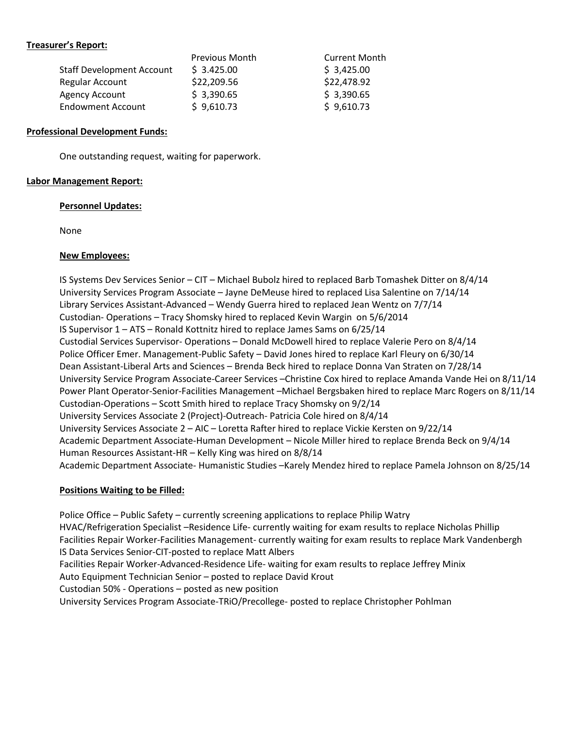**Treasurer's Report:**

| | Previous Month | Current Month |
|---|---|---|
| Staff Development Account | $ 3.425.00 | $ 3,425.00 |
| Regular Account | $22,209.56 | $22,478.92 |
| Agency Account | $ 3,390.65 | $ 3,390.65 |
| Endowment Account | $ 9,610.73 | $ 9,610.73 |

**Professional Development Funds:**

One outstanding request, waiting for paperwork.

**Labor Management Report:**

**Personnel Updates:**

None

**New Employees:**

IS Systems Dev Services Senior – CIT – Michael Bubolz hired to replaced Barb Tomashek Ditter on 8/4/14
University Services Program Associate – Jayne DeMeuse hired to replaced Lisa Salentine on 7/14/14
Library Services Assistant-Advanced – Wendy Guerra hired to replaced Jean Wentz on 7/7/14
Custodian- Operations – Tracy Shomsky hired to replaced Kevin Wargin on 5/6/2014
IS Supervisor 1 – ATS – Ronald Kottnitz hired to replace James Sams on 6/25/14
Custodial Services Supervisor- Operations – Donald McDowell hired to replace Valerie Pero on 8/4/14
Police Officer Emer. Management-Public Safety – David Jones hired to replace Karl Fleury on 6/30/14
Dean Assistant-Liberal Arts and Sciences – Brenda Beck hired to replace Donna Van Straten on 7/28/14
University Service Program Associate-Career Services –Christine Cox hired to replace Amanda Vande Hei on 8/11/14
Power Plant Operator-Senior-Facilities Management –Michael Bergsbaken hired to replace Marc Rogers on 8/11/14
Custodian-Operations – Scott Smith hired to replace Tracy Shomsky on 9/2/14
University Services Associate 2 (Project)-Outreach- Patricia Cole hired on 8/4/14
University Services Associate 2 – AIC – Loretta Rafter hired to replace Vickie Kersten on 9/22/14
Academic Department Associate-Human Development – Nicole Miller hired to replace Brenda Beck on 9/4/14
Human Resources Assistant-HR – Kelly King was hired on 8/8/14
Academic Department Associate- Humanistic Studies –Karely Mendez hired to replace Pamela Johnson on 8/25/14

**Positions Waiting to be Filled:**

Police Office – Public Safety – currently screening applications to replace Philip Watry
HVAC/Refrigeration Specialist –Residence Life- currently waiting for exam results to replace Nicholas Phillip
Facilities Repair Worker-Facilities Management- currently waiting for exam results to replace Mark Vandenbergh
IS Data Services Senior-CIT-posted to replace Matt Albers
Facilities Repair Worker-Advanced-Residence Life- waiting for exam results to replace Jeffrey Minix
Auto Equipment Technician Senior – posted to replace David Krout
Custodian 50% - Operations – posted as new position
University Services Program Associate-TRiO/Precollege- posted to replace Christopher Pohlman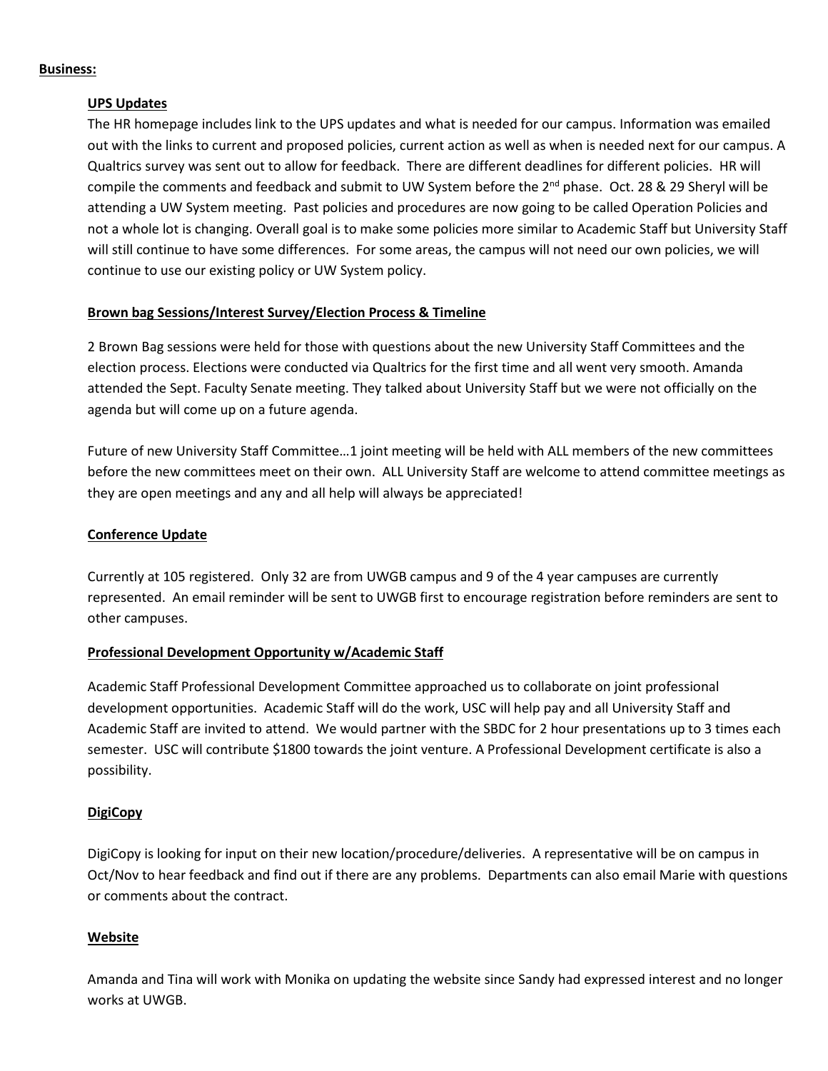**Business:**

**UPS Updates**

The HR homepage includes link to the UPS updates and what is needed for our campus. Information was emailed out with the links to current and proposed policies, current action as well as when is needed next for our campus. A Qualtrics survey was sent out to allow for feedback. There are different deadlines for different policies. HR will compile the comments and feedback and submit to UW System before the 2nd phase. Oct. 28 & 29 Sheryl will be attending a UW System meeting. Past policies and procedures are now going to be called Operation Policies and not a whole lot is changing. Overall goal is to make some policies more similar to Academic Staff but University Staff will still continue to have some differences. For some areas, the campus will not need our own policies, we will continue to use our existing policy or UW System policy.

**Brown bag Sessions/Interest Survey/Election Process & Timeline**

2 Brown Bag sessions were held for those with questions about the new University Staff Committees and the election process. Elections were conducted via Qualtrics for the first time and all went very smooth. Amanda attended the Sept. Faculty Senate meeting. They talked about University Staff but we were not officially on the agenda but will come up on a future agenda.

Future of new University Staff Committee…1 joint meeting will be held with ALL members of the new committees before the new committees meet on their own. ALL University Staff are welcome to attend committee meetings as they are open meetings and any and all help will always be appreciated!

**Conference Update**

Currently at 105 registered. Only 32 are from UWGB campus and 9 of the 4 year campuses are currently represented. An email reminder will be sent to UWGB first to encourage registration before reminders are sent to other campuses.

**Professional Development Opportunity w/Academic Staff**

Academic Staff Professional Development Committee approached us to collaborate on joint professional development opportunities. Academic Staff will do the work, USC will help pay and all University Staff and Academic Staff are invited to attend. We would partner with the SBDC for 2 hour presentations up to 3 times each semester. USC will contribute $1800 towards the joint venture. A Professional Development certificate is also a possibility.

**DigiCopy**

DigiCopy is looking for input on their new location/procedure/deliveries. A representative will be on campus in Oct/Nov to hear feedback and find out if there are any problems. Departments can also email Marie with questions or comments about the contract.

**Website**

Amanda and Tina will work with Monika on updating the website since Sandy had expressed interest and no longer works at UWGB.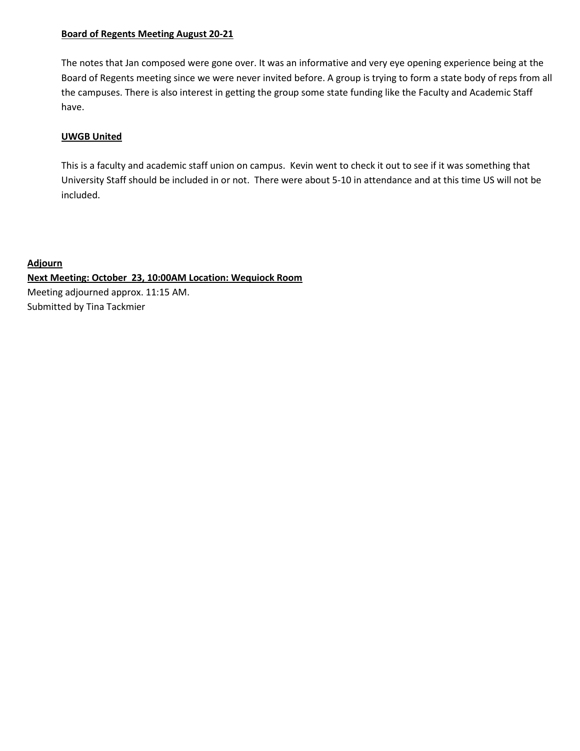**Board of Regents Meeting August 20-21**

The notes that Jan composed were gone over. It was an informative and very eye opening experience being at the Board of Regents meeting since we were never invited before. A group is trying to form a state body of reps from all the campuses. There is also interest in getting the group some state funding like the Faculty and Academic Staff have.

**UWGB United**

This is a faculty and academic staff union on campus. Kevin went to check it out to see if it was something that University Staff should be included in or not. There were about 5-10 in attendance and at this time US will not be included.

**Adjourn**

**Next Meeting: October 23, 10:00AM Location: Wequiock Room**

Meeting adjourned approx. 11:15 AM.

Submitted by Tina Tackmier